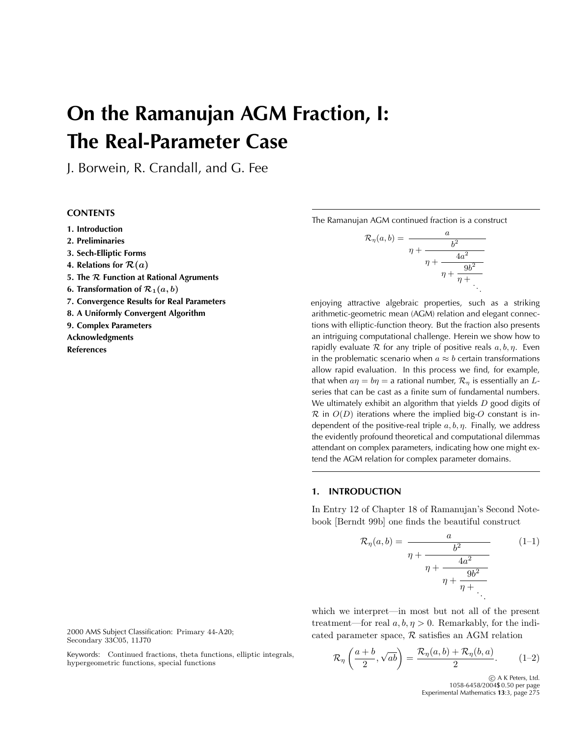# On the Ramanujan AGM Fraction, I: The Real-Parameter Case

J. Borwein, R. Crandall, and G. Fee

**CONTENTS**

**1. Introduction**
**2. Preliminaries**
**3. Sech-Elliptic Forms**
**4. Relations for $\mathcal{R}(a)$**
**5. The $\mathcal{R}$ Function at Rational Agruments**
**6. Transformation of $\mathcal{R}_1(a,b)$**
**7. Convergence Results for Real Parameters**
**8. A Uniformly Convergent Algorithm**
**9. Complex Parameters**
**Acknowledgments**
**References**

The Ramanujan AGM continued fraction is a construct

$$\mathcal{R}_\eta(a,b) = \cfrac{a}{\eta + \cfrac{b^2}{\eta + \cfrac{4a^2}{\eta + \cfrac{9b^2}{\eta + \ddots}}}}$$

enjoying attractive algebraic properties, such as a striking arithmetic-geometric mean (AGM) relation and elegant connections with elliptic-function theory. But the fraction also presents an intriguing computational challenge. Herein we show how to rapidly evaluate $\mathcal{R}$ for any triple of positive reals $a, b, \eta$. Even in the problematic scenario when $a \approx b$ certain transformations allow rapid evaluation. In this process we find, for example, that when $a\eta = b\eta =$ a rational number, $\mathcal{R}_\eta$ is essentially an $L$-series that can be cast as a finite sum of fundamental numbers. We ultimately exhibit an algorithm that yields $D$ good digits of $\mathcal{R}$ in $O(D)$ iterations where the implied big-$O$ constant is independent of the positive-real triple $a, b, \eta$. Finally, we address the evidently profound theoretical and computational dilemmas attendant on complex parameters, indicating how one might extend the AGM relation for complex parameter domains.

## 1. INTRODUCTION

In Entry 12 of Chapter 18 of Ramanujan's Second Notebook [Berndt 99b] one finds the beautiful construct

$$\mathcal{R}_\eta(a,b) = \cfrac{a}{\eta + \cfrac{b^2}{\eta + \cfrac{4a^2}{\eta + \cfrac{9b^2}{\eta + \ddots}}}} \qquad (1\text{–}1)$$

which we interpret—in most but not all of the present treatment—for real $a, b, \eta > 0$. Remarkably, for the indicated parameter space, $\mathcal{R}$ satisfies an AGM relation

$$\mathcal{R}_\eta\left(\frac{a+b}{2}, \sqrt{ab}\right) = \frac{\mathcal{R}_\eta(a,b) + \mathcal{R}_\eta(b,a)}{2}. \qquad (1\text{–}2)$$

2000 AMS Subject Classification: Primary 44-A20; Secondary 33C05, 11J70

Keywords: Continued fractions, theta functions, elliptic integrals, hypergeometric functions, special functions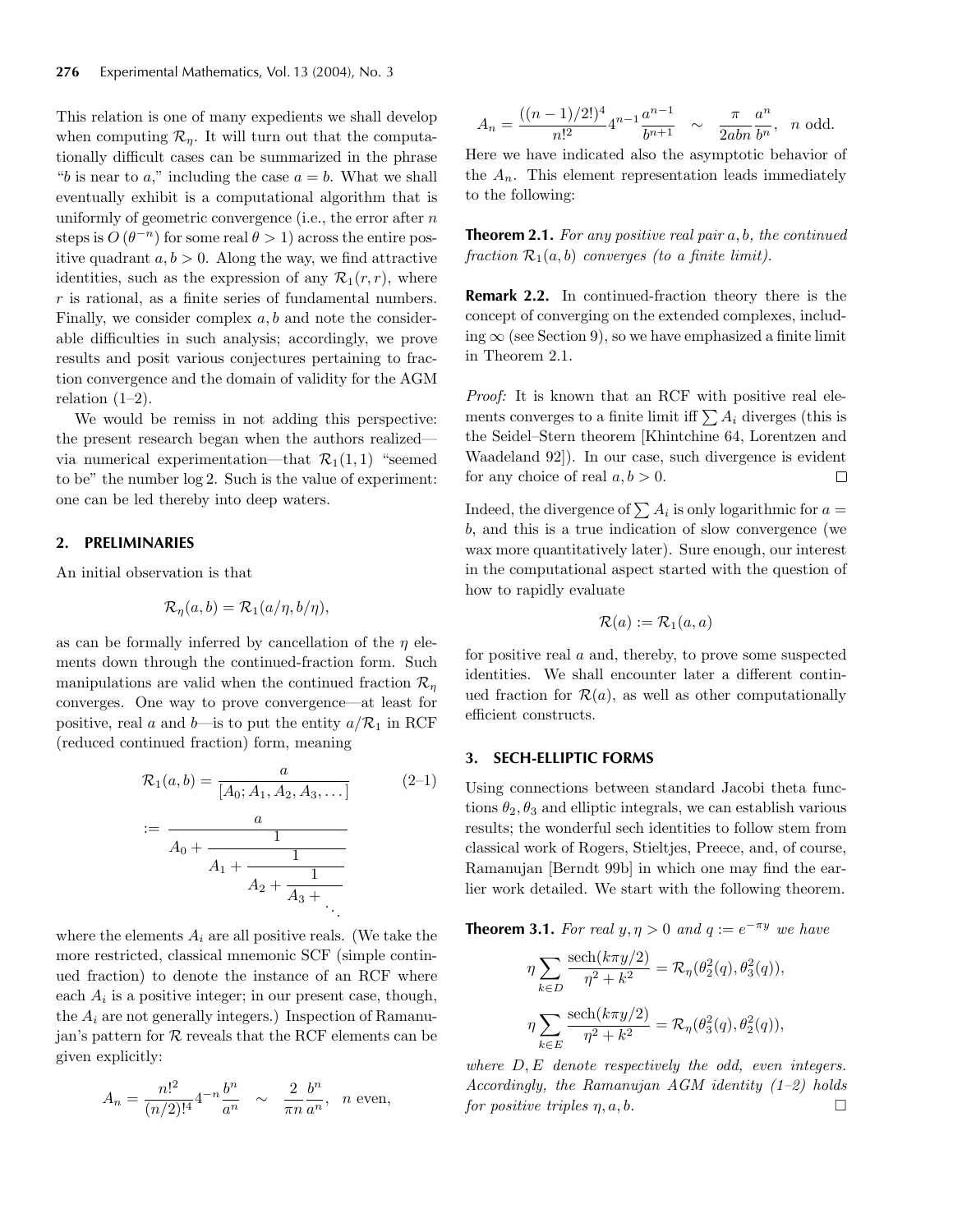This relation is one of many expedients we shall develop when computing $\mathcal{R}_\eta$. It will turn out that the computationally difficult cases can be summarized in the phrase "$b$ is near to $a$," including the case $a = b$. What we shall eventually exhibit is a computational algorithm that is uniformly of geometric convergence (i.e., the error after $n$ steps is $O(\theta^{-n})$ for some real $\theta > 1$) across the entire positive quadrant $a, b > 0$. Along the way, we find attractive identities, such as the expression of any $\mathcal{R}_1(r, r)$, where $r$ is rational, as a finite series of fundamental numbers. Finally, we consider complex $a, b$ and note the considerable difficulties in such analysis; accordingly, we prove results and posit various conjectures pertaining to fraction convergence and the domain of validity for the AGM relation (1–2).

We would be remiss in not adding this perspective: the present research began when the authors realized—via numerical experimentation—that $\mathcal{R}_1(1, 1)$ "seemed to be" the number $\log 2$. Such is the value of experiment: one can be led thereby into deep waters.

## 2. PRELIMINARIES

An initial observation is that

$$\mathcal{R}_\eta(a, b) = \mathcal{R}_1(a/\eta, b/\eta),$$

as can be formally inferred by cancellation of the $\eta$ elements down through the continued-fraction form. Such manipulations are valid when the continued fraction $\mathcal{R}_\eta$ converges. One way to prove convergence—at least for positive, real $a$ and $b$—is to put the entity $a/\mathcal{R}_1$ in RCF (reduced continued fraction) form, meaning

$$\mathcal{R}_1(a, b) = \frac{a}{[A_0; A_1, A_2, A_3, \dots]} \tag{2–1}$$

$$:= \cfrac{a}{A_0 + \cfrac{1}{A_1 + \cfrac{1}{A_2 + \cfrac{1}{A_3 + \ddots}}}}$$

where the elements $A_i$ are all positive reals. (We take the more restricted, classical mnemonic SCF (simple continued fraction) to denote the instance of an RCF where each $A_i$ is a positive integer; in our present case, though, the $A_i$ are not generally integers.) Inspection of Ramanujan's pattern for $\mathcal{R}$ reveals that the RCF elements can be given explicitly:

$$A_n = \frac{n!^2}{(n/2)!^4} 4^{-n} \frac{b^n}{a^n} \quad \sim \quad \frac{2}{\pi n} \frac{b^n}{a^n}, \quad n \text{ even},$$

$$A_n = \frac{((n-1)/2!)^4}{n!^2} 4^{n-1} \frac{a^{n-1}}{b^{n+1}} \quad \sim \quad \frac{\pi}{2abn} \frac{a^n}{b^n}, \quad n \text{ odd}.$$

Here we have indicated also the asymptotic behavior of the $A_n$. This element representation leads immediately to the following:

**Theorem 2.1.** *For any positive real pair $a, b$, the continued fraction $\mathcal{R}_1(a, b)$ converges (to a finite limit).*

**Remark 2.2.** In continued-fraction theory there is the concept of converging on the extended complexes, including $\infty$ (see Section 9), so we have emphasized a finite limit in Theorem 2.1.

*Proof:* It is known that an RCF with positive real elements converges to a finite limit iff $\sum A_i$ diverges (this is the Seidel–Stern theorem [Khintchine 64, Lorentzen and Waadeland 92]). In our case, such divergence is evident for any choice of real $a, b > 0$. $\square$

Indeed, the divergence of $\sum A_i$ is only logarithmic for $a = b$, and this is a true indication of slow convergence (we wax more quantitatively later). Sure enough, our interest in the computational aspect started with the question of how to rapidly evaluate

$$\mathcal{R}(a) := \mathcal{R}_1(a, a)$$

for positive real $a$ and, thereby, to prove some suspected identities. We shall encounter later a different continued fraction for $\mathcal{R}(a)$, as well as other computationally efficient constructs.

## 3. SECH-ELLIPTIC FORMS

Using connections between standard Jacobi theta functions $\theta_2, \theta_3$ and elliptic integrals, we can establish various results; the wonderful sech identities to follow stem from classical work of Rogers, Stieltjes, Preece, and, of course, Ramanujan [Berndt 99b] in which one may find the earlier work detailed. We start with the following theorem.

**Theorem 3.1.** *For real $y, \eta > 0$ and $q := e^{-\pi y}$ we have*

$$\eta \sum_{k \in D} \frac{\operatorname{sech}(k\pi y/2)}{\eta^2 + k^2} = \mathcal{R}_\eta(\theta_2^2(q), \theta_3^2(q)),$$

$$\eta \sum_{k \in E} \frac{\operatorname{sech}(k\pi y/2)}{\eta^2 + k^2} = \mathcal{R}_\eta(\theta_3^2(q), \theta_2^2(q)),$$

*where $D, E$ denote respectively the odd, even integers. Accordingly, the Ramanujan AGM identity (1–2) holds for positive triples $\eta, a, b$.* $\square$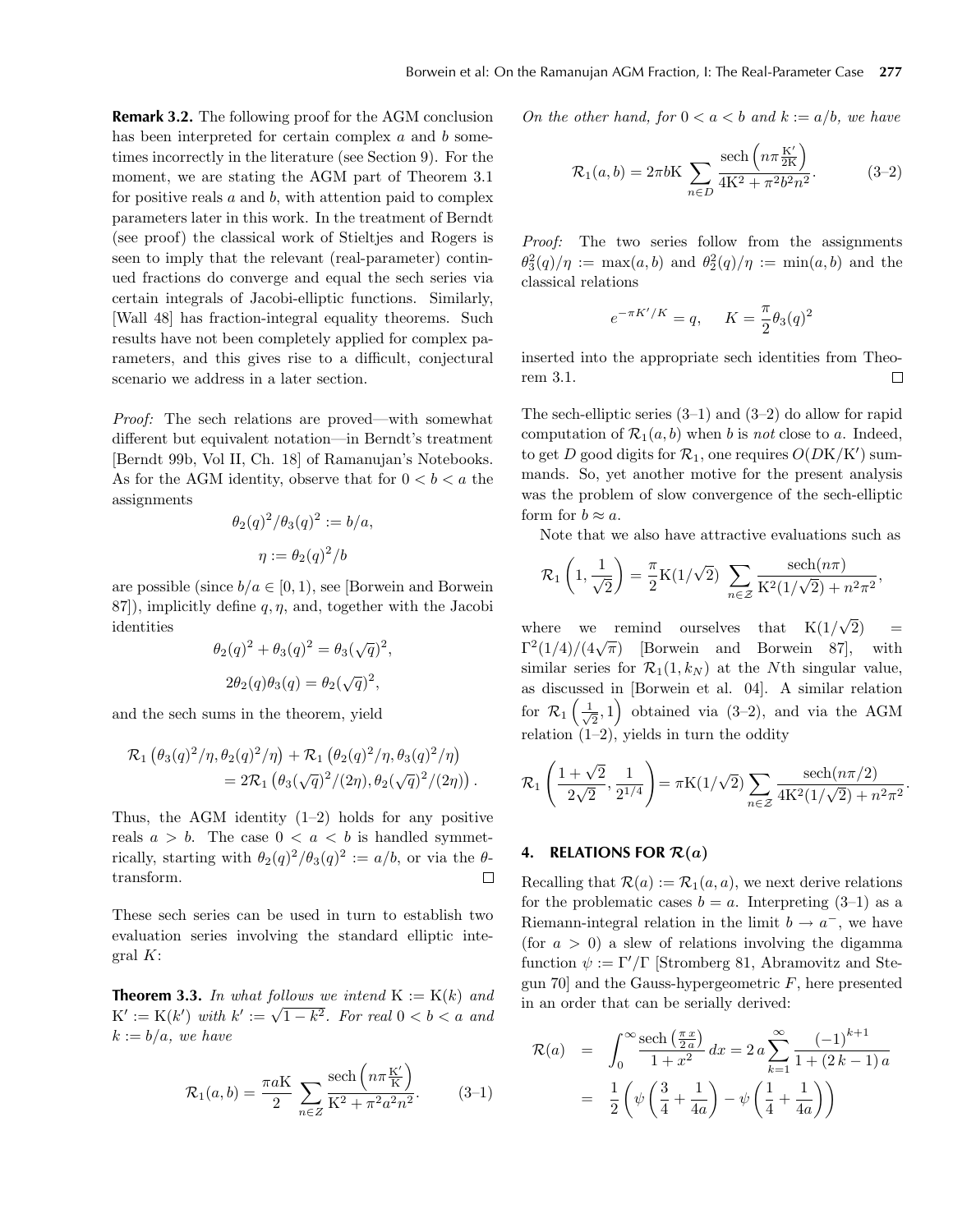**Remark 3.2.** The following proof for the AGM conclusion has been interpreted for certain complex $a$ and $b$ sometimes incorrectly in the literature (see Section 9). For the moment, we are stating the AGM part of Theorem 3.1 for positive reals $a$ and $b$, with attention paid to complex parameters later in this work. In the treatment of Berndt (see proof) the classical work of Stieltjes and Rogers is seen to imply that the relevant (real-parameter) continued fractions do converge and equal the sech series via certain integrals of Jacobi-elliptic functions. Similarly, [Wall 48] has fraction-integral equality theorems. Such results have not been completely applied for complex parameters, and this gives rise to a difficult, conjectural scenario we address in a later section.

*Proof:* The sech relations are proved—with somewhat different but equivalent notation—in Berndt's treatment [Berndt 99b, Vol II, Ch. 18] of Ramanujan's Notebooks. As for the AGM identity, observe that for $0 < b < a$ the assignments

$$\theta_2(q)^2/\theta_3(q)^2 := b/a,$$

$$\eta := \theta_2(q)^2/b$$

are possible (since $b/a \in [0, 1)$, see [Borwein and Borwein 87]), implicitly define $q, \eta$, and, together with the Jacobi identities

$$\theta_2(q)^2 + \theta_3(q)^2 = \theta_3(\sqrt{q})^2,$$

$$2\theta_2(q)\theta_3(q) = \theta_2(\sqrt{q})^2,$$

and the sech sums in the theorem, yield

$$\mathcal{R}_1\left(\theta_3(q)^2/\eta, \theta_2(q)^2/\eta\right) + \mathcal{R}_1\left(\theta_2(q)^2/\eta, \theta_3(q)^2/\eta\right) = 2\mathcal{R}_1\left(\theta_3(\sqrt{q})^2/(2\eta), \theta_2(\sqrt{q})^2/(2\eta)\right).$$

Thus, the AGM identity (1–2) holds for any positive reals $a > b$. The case $0 < a < b$ is handled symmetrically, starting with $\theta_2(q)^2/\theta_3(q)^2 := a/b$, or via the $\theta$-transform. $\square$

These sech series can be used in turn to establish two evaluation series involving the standard elliptic integral $K$:

**Theorem 3.3.** *In what follows we intend* $\mathrm{K} := \mathrm{K}(k)$ *and* $\mathrm{K}' := \mathrm{K}(k')$ *with* $k' := \sqrt{1-k^2}$. *For real* $0 < b < a$ *and* $k := b/a$, *we have*

$$\mathcal{R}_1(a,b) = \frac{\pi a \mathrm{K}}{2} \sum_{n \in Z} \frac{\operatorname{sech}\left(n\pi \frac{\mathrm{K}'}{\mathrm{K}}\right)}{\mathrm{K}^2 + \pi^2 a^2 n^2}. \qquad (3\text{–}1)$$

*On the other hand, for* $0 < a < b$ *and* $k := a/b$, *we have*

$$\mathcal{R}_1(a,b) = 2\pi b \mathrm{K} \sum_{n \in D} \frac{\operatorname{sech}\left(n\pi \frac{\mathrm{K}'}{2\mathrm{K}}\right)}{4\mathrm{K}^2 + \pi^2 b^2 n^2}. \qquad (3\text{–}2)$$

*Proof:* The two series follow from the assignments $\theta_3^2(q)/\eta := \max(a,b)$ and $\theta_2^2(q)/\eta := \min(a,b)$ and the classical relations

$$e^{-\pi K'/K} = q, \qquad K = \frac{\pi}{2}\theta_3(q)^2$$

inserted into the appropriate sech identities from Theorem 3.1. $\square$

The sech-elliptic series (3–1) and (3–2) do allow for rapid computation of $\mathcal{R}_1(a,b)$ when $b$ is *not* close to $a$. Indeed, to get $D$ good digits for $\mathcal{R}_1$, one requires $O(D\mathrm{K}/\mathrm{K}')$ summands. So, yet another motive for the present analysis was the problem of slow convergence of the sech-elliptic form for $b \approx a$.

Note that we also have attractive evaluations such as

$$\mathcal{R}_1\left(1, \frac{1}{\sqrt{2}}\right) = \frac{\pi}{2}\mathrm{K}(1/\sqrt{2}) \sum_{n \in \mathcal{Z}} \frac{\operatorname{sech}(n\pi)}{\mathrm{K}^2(1/\sqrt{2}) + n^2\pi^2},$$

where we remind ourselves that $\mathrm{K}(1/\sqrt{2}) = \Gamma^2(1/4)/(4\sqrt{\pi})$ [Borwein and Borwein 87], with similar series for $\mathcal{R}_1(1, k_N)$ at the $N$th singular value, as discussed in [Borwein et al. 04]. A similar relation for $\mathcal{R}_1\left(\frac{1}{\sqrt{2}}, 1\right)$ obtained via (3–2), and via the AGM relation (1–2), yields in turn the oddity

$$\mathcal{R}_1\left(\frac{1+\sqrt{2}}{2\sqrt{2}}, \frac{1}{2^{1/4}}\right) = \pi \mathrm{K}(1/\sqrt{2}) \sum_{n \in \mathcal{Z}} \frac{\operatorname{sech}(n\pi/2)}{4\mathrm{K}^2(1/\sqrt{2}) + n^2\pi^2}.$$

## 4. RELATIONS FOR $\mathcal{R}(a)$

Recalling that $\mathcal{R}(a) := \mathcal{R}_1(a,a)$, we next derive relations for the problematic cases $b = a$. Interpreting (3–1) as a Riemann-integral relation in the limit $b \to a^-$, we have (for $a > 0$) a slew of relations involving the digamma function $\psi := \Gamma'/\Gamma$ [Stromberg 81, Abramovitz and Stegun 70] and the Gauss-hypergeometric $F$, here presented in an order that can be serially derived:

$$\begin{aligned}
\mathcal{R}(a) &= \int_0^\infty \frac{\operatorname{sech}\left(\frac{\pi x}{2a}\right)}{1+x^2}\, dx = 2a \sum_{k=1}^{\infty} \frac{(-1)^{k+1}}{1+(2k-1)a} \\
&= \frac{1}{2}\left(\psi\left(\frac{3}{4} + \frac{1}{4a}\right) - \psi\left(\frac{1}{4} + \frac{1}{4a}\right)\right)
\end{aligned}$$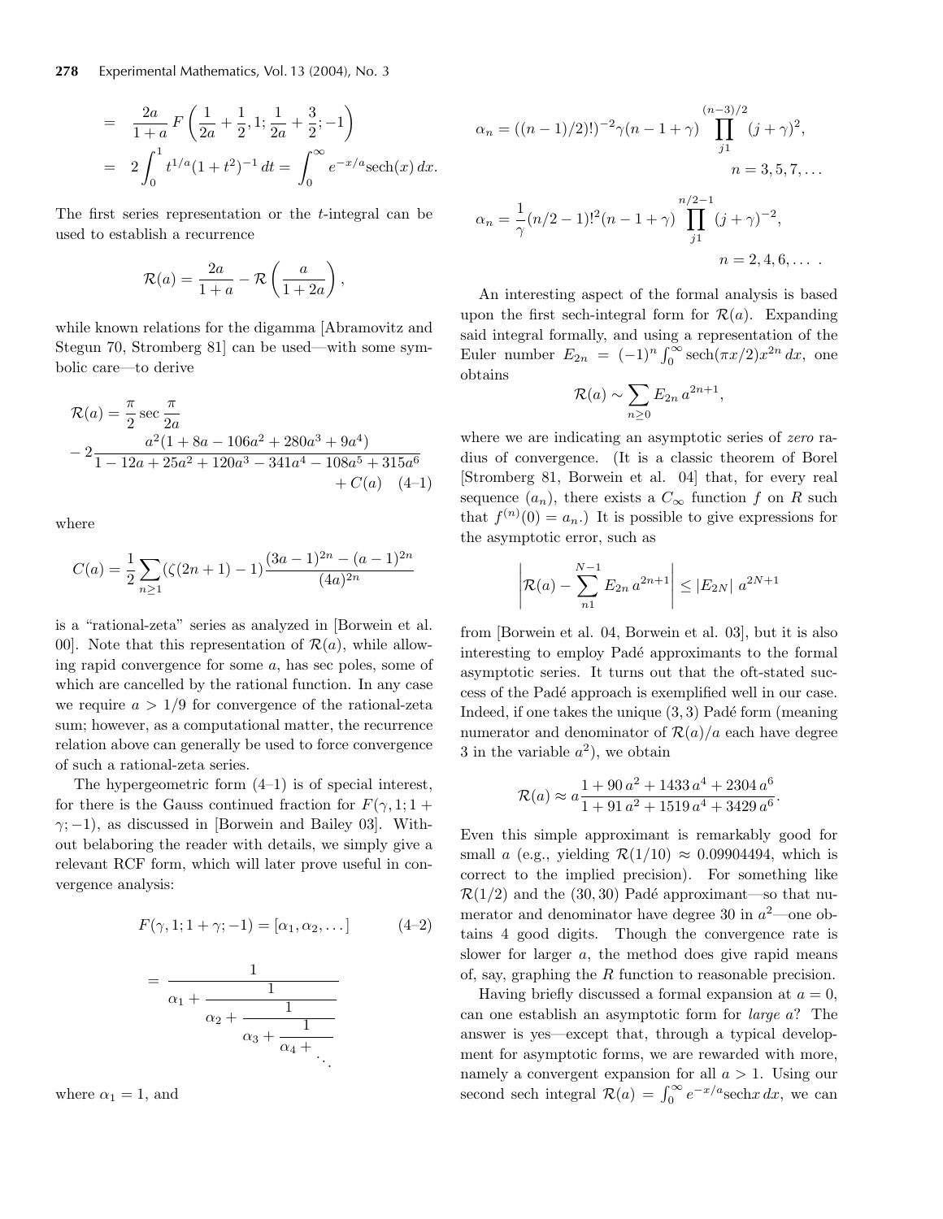$$
\begin{aligned}
&= \frac{2a}{1+a} F\left(\frac{1}{2a}+\frac{1}{2}, 1; \frac{1}{2a}+\frac{3}{2}; -1\right) \\
&= 2\int_0^1 t^{1/a}(1+t^2)^{-1}\,dt = \int_0^\infty e^{-x/a}\operatorname{sech}(x)\,dx.
\end{aligned}
$$

The first series representation or the $t$-integral can be used to establish a recurrence

$$
\mathcal{R}(a) = \frac{2a}{1+a} - \mathcal{R}\left(\frac{a}{1+2a}\right),
$$

while known relations for the digamma [Abramovitz and Stegun 70, Stromberg 81] can be used—with some symbolic care—to derive

$$
\begin{aligned}
\mathcal{R}(a) &= \frac{\pi}{2}\sec\frac{\pi}{2a} \\
&- 2\frac{a^2(1+8a-106a^2+280a^3+9a^4)}{1-12a+25a^2+120a^3-341a^4-108a^5+315a^6} \\
&+ C(a) \quad (4\text{–}1)
\end{aligned}
$$

where

$$
C(a) = \frac{1}{2}\sum_{n\ge 1}(\zeta(2n+1)-1)\frac{(3a-1)^{2n}-(a-1)^{2n}}{(4a)^{2n}}
$$

is a "rational-zeta" series as analyzed in [Borwein et al. 00]. Note that this representation of $\mathcal{R}(a)$, while allowing rapid convergence for some $a$, has sec poles, some of which are cancelled by the rational function. In any case we require $a > 1/9$ for convergence of the rational-zeta sum; however, as a computational matter, the recurrence relation above can generally be used to force convergence of such a rational-zeta series.

The hypergeometric form (4–1) is of special interest, for there is the Gauss continued fraction for $F(\gamma, 1; 1+\gamma; -1)$, as discussed in [Borwein and Bailey 03]. Without belaboring the reader with details, we simply give a relevant RCF form, which will later prove useful in convergence analysis:

$$
F(\gamma, 1; 1+\gamma; -1) = [\alpha_1, \alpha_2, \ldots] \quad (4\text{–}2)
$$

$$
= \cfrac{1}{\alpha_1 + \cfrac{1}{\alpha_2 + \cfrac{1}{\alpha_3 + \cfrac{1}{\alpha_4 + \ddots}}}}
$$

where $\alpha_1 = 1$, and

$$
\alpha_n = ((n-1)/2)!)^{-2}\gamma(n-1+\gamma)\prod_{j1}^{(n-3)/2}(j+\gamma)^2, \quad n = 3, 5, 7, \ldots
$$

$$
\alpha_n = \frac{1}{\gamma}(n/2-1)!^2(n-1+\gamma)\prod_{j1}^{n/2-1}(j+\gamma)^{-2}, \quad n = 2, 4, 6, \ldots .
$$

An interesting aspect of the formal analysis is based upon the first sech-integral form for $\mathcal{R}(a)$. Expanding said integral formally, and using a representation of the Euler number $E_{2n} = (-1)^n\int_0^\infty \operatorname{sech}(\pi x/2)x^{2n}\,dx$, one obtains

$$
\mathcal{R}(a) \sim \sum_{n\ge 0} E_{2n}\, a^{2n+1},
$$

where we are indicating an asymptotic series of *zero* radius of convergence. (It is a classic theorem of Borel [Stromberg 81, Borwein et al. 04] that, for every real sequence $(a_n)$, there exists a $C_\infty$ function $f$ on $R$ such that $f^{(n)}(0) = a_n$.) It is possible to give expressions for the asymptotic error, such as

$$
\left|\mathcal{R}(a) - \sum_{n1}^{N-1} E_{2n}\, a^{2n+1}\right| \le |E_{2N}|\; a^{2N+1}
$$

from [Borwein et al. 04, Borwein et al. 03], but it is also interesting to employ Padé approximants to the formal asymptotic series. It turns out that the oft-stated success of the Padé approach is exemplified well in our case. Indeed, if one takes the unique $(3,3)$ Padé form (meaning numerator and denominator of $\mathcal{R}(a)/a$ each have degree 3 in the variable $a^2$), we obtain

$$
\mathcal{R}(a) \approx a\frac{1+90\,a^2+1433\,a^4+2304\,a^6}{1+91\,a^2+1519\,a^4+3429\,a^6}.
$$

Even this simple approximant is remarkably good for small $a$ (e.g., yielding $\mathcal{R}(1/10) \approx 0.09904494$, which is correct to the implied precision). For something like $\mathcal{R}(1/2)$ and the $(30,30)$ Padé approximant—so that numerator and denominator have degree 30 in $a^2$—one obtains 4 good digits. Though the convergence rate is slower for larger $a$, the method does give rapid means of, say, graphing the $R$ function to reasonable precision.

Having briefly discussed a formal expansion at $a = 0$, can one establish an asymptotic form for *large* $a$? The answer is yes—except that, through a typical development for asymptotic forms, we are rewarded with more, namely a convergent expansion for all $a > 1$. Using our second sech integral $\mathcal{R}(a) = \int_0^\infty e^{-x/a}\operatorname{sech}x\,dx$, we can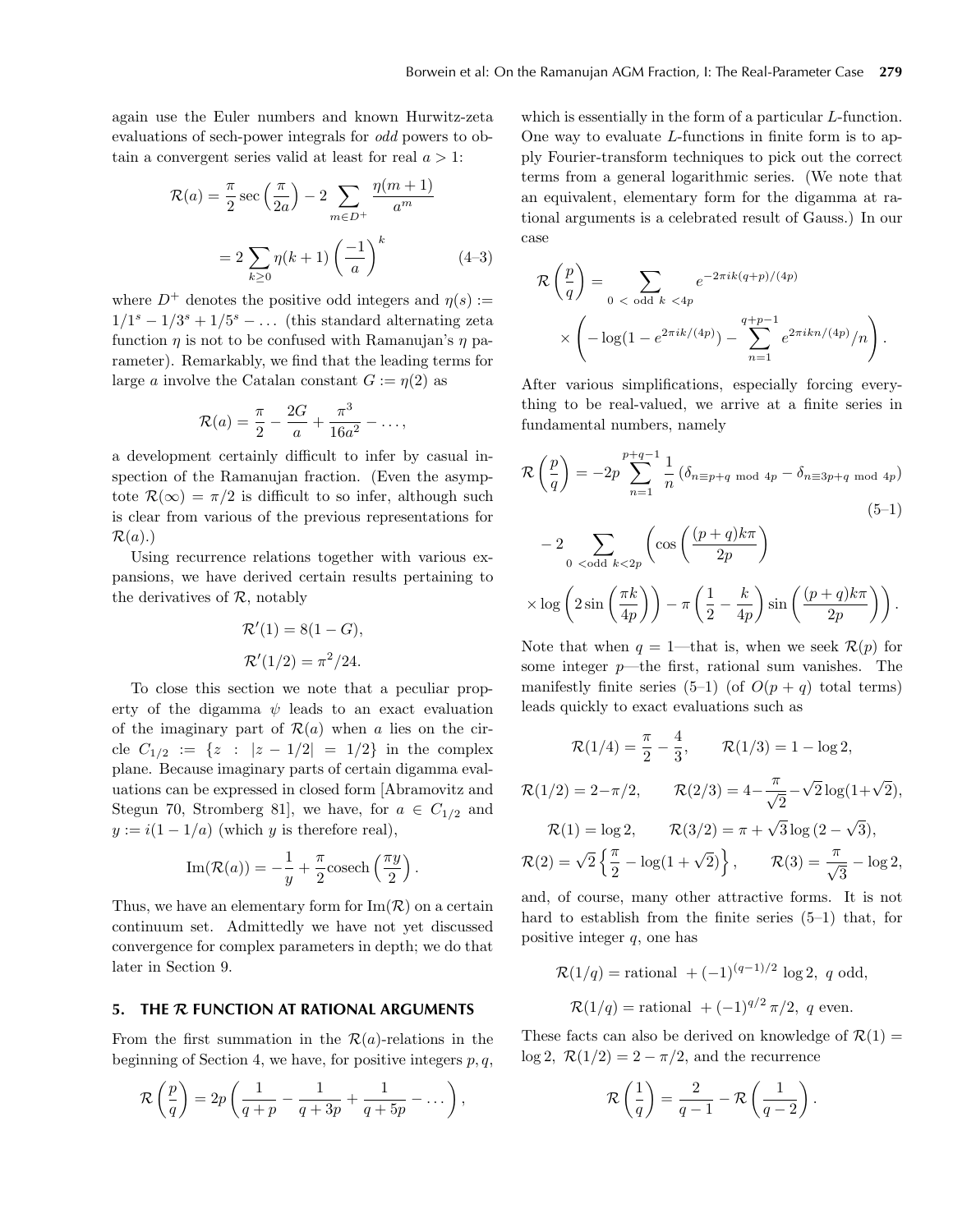again use the Euler numbers and known Hurwitz-zeta evaluations of sech-power integrals for *odd* powers to obtain a convergent series valid at least for real $a > 1$:

$$\mathcal{R}(a) = \frac{\pi}{2}\sec\left(\frac{\pi}{2a}\right) - 2\sum_{m\in D^+}\frac{\eta(m+1)}{a^m}$$

$$= 2\sum_{k\geq 0}\eta(k+1)\left(\frac{-1}{a}\right)^k \tag{4–3}$$

where $D^+$ denotes the positive odd integers and $\eta(s) := 1/1^s - 1/3^s + 1/5^s - \ldots$ (this standard alternating zeta function $\eta$ is not to be confused with Ramanujan's $\eta$ parameter). Remarkably, we find that the leading terms for large $a$ involve the Catalan constant $G := \eta(2)$ as

$$\mathcal{R}(a) = \frac{\pi}{2} - \frac{2G}{a} + \frac{\pi^3}{16a^2} - \ldots,$$

a development certainly difficult to infer by casual inspection of the Ramanujan fraction. (Even the asymptote $\mathcal{R}(\infty) = \pi/2$ is difficult to so infer, although such is clear from various of the previous representations for $\mathcal{R}(a)$.)

Using recurrence relations together with various expansions, we have derived certain results pertaining to the derivatives of $\mathcal{R}$, notably

$$\mathcal{R}'(1) = 8(1-G),$$

$$\mathcal{R}'(1/2) = \pi^2/24.$$

To close this section we note that a peculiar property of the digamma $\psi$ leads to an exact evaluation of the imaginary part of $\mathcal{R}(a)$ when $a$ lies on the circle $C_{1/2} := \{z : |z - 1/2| = 1/2\}$ in the complex plane. Because imaginary parts of certain digamma evaluations can be expressed in closed form [Abramovitz and Stegun 70, Stromberg 81], we have, for $a \in C_{1/2}$ and $y := i(1 - 1/a)$ (which $y$ is therefore real),

$$\mathrm{Im}(\mathcal{R}(a)) = -\frac{1}{y} + \frac{\pi}{2}\mathrm{cosech}\left(\frac{\pi y}{2}\right).$$

Thus, we have an elementary form for $\mathrm{Im}(\mathcal{R})$ on a certain continuum set. Admittedly we have not yet discussed convergence for complex parameters in depth; we do that later in Section 9.

## 5. THE $\mathcal{R}$ FUNCTION AT RATIONAL ARGUMENTS

From the first summation in the $\mathcal{R}(a)$-relations in the beginning of Section 4, we have, for positive integers $p, q$,

$$\mathcal{R}\left(\frac{p}{q}\right) = 2p\left(\frac{1}{q+p} - \frac{1}{q+3p} + \frac{1}{q+5p} - \ldots\right),$$

which is essentially in the form of a particular $L$-function. One way to evaluate $L$-functions in finite form is to apply Fourier-transform techniques to pick out the correct terms from a general logarithmic series. (We note that an equivalent, elementary form for the digamma at rational arguments is a celebrated result of Gauss.) In our case

$$\mathcal{R}\left(\frac{p}{q}\right) = \sum_{0\ <\ \text{odd}\ k\ <4p} e^{-2\pi i k(q+p)/(4p)}$$
$$\times\left(-\log(1-e^{2\pi i k/(4p)}) - \sum_{n=1}^{q+p-1} e^{2\pi i k n/(4p)}/n\right).$$

After various simplifications, especially forcing everything to be real-valued, we arrive at a finite series in fundamental numbers, namely

$$\mathcal{R}\left(\frac{p}{q}\right) = -2p\sum_{n=1}^{p+q-1}\frac{1}{n}\left(\delta_{n\equiv p+q \bmod 4p} - \delta_{n\equiv 3p+q \bmod 4p}\right) \tag{5–1}$$
$$- 2\sum_{0\ <\text{odd}\ k<2p}\left(\cos\left(\frac{(p+q)k\pi}{2p}\right)\right.$$
$$\left.\times\log\left(2\sin\left(\frac{\pi k}{4p}\right)\right) - \pi\left(\frac{1}{2} - \frac{k}{4p}\right)\sin\left(\frac{(p+q)k\pi}{2p}\right)\right).$$

Note that when $q = 1$—that is, when we seek $\mathcal{R}(p)$ for some integer $p$—the first, rational sum vanishes. The manifestly finite series (5–1) (of $O(p+q)$ total terms) leads quickly to exact evaluations such as

$$\mathcal{R}(1/4) = \frac{\pi}{2} - \frac{4}{3}, \qquad \mathcal{R}(1/3) = 1 - \log 2,$$

$$\mathcal{R}(1/2) = 2 - \pi/2, \qquad \mathcal{R}(2/3) = 4 - \frac{\pi}{\sqrt{2}} - \sqrt{2}\log(1+\sqrt{2}),$$

$$\mathcal{R}(1) = \log 2, \qquad \mathcal{R}(3/2) = \pi + \sqrt{3}\log(2-\sqrt{3}),$$

$$\mathcal{R}(2) = \sqrt{2}\left\{\frac{\pi}{2} - \log(1+\sqrt{2})\right\}, \qquad \mathcal{R}(3) = \frac{\pi}{\sqrt{3}} - \log 2,$$

and, of course, many other attractive forms. It is not hard to establish from the finite series (5–1) that, for positive integer $q$, one has

$$\mathcal{R}(1/q) = \text{rational } + (-1)^{(q-1)/2}\log 2,\ q \text{ odd},$$

$$\mathcal{R}(1/q) = \text{rational } + (-1)^{q/2}\pi/2,\ q \text{ even}.$$

These facts can also be derived on knowledge of $\mathcal{R}(1) = \log 2$, $\mathcal{R}(1/2) = 2 - \pi/2$, and the recurrence

$$\mathcal{R}\left(\frac{1}{q}\right) = \frac{2}{q-1} - \mathcal{R}\left(\frac{1}{q-2}\right).$$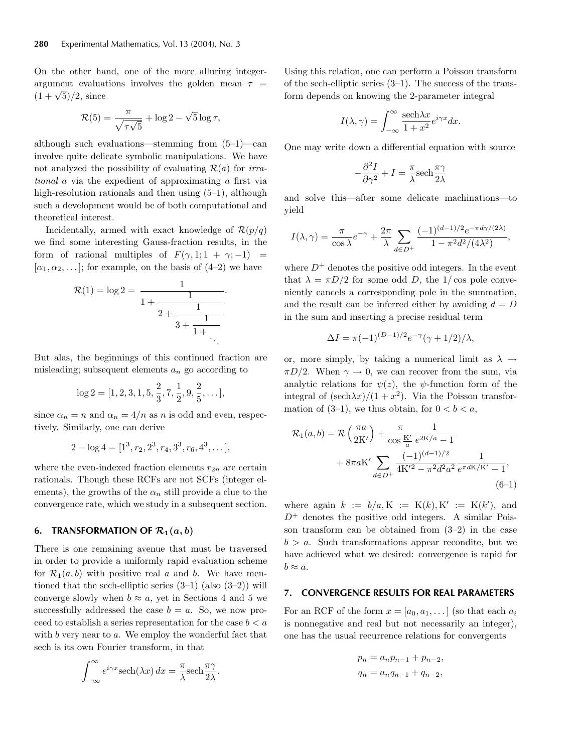On the other hand, one of the more alluring integer-argument evaluations involves the golden mean $\tau = (1+\sqrt{5})/2$, since

$$\mathcal{R}(5) = \frac{\pi}{\sqrt{\tau\sqrt{5}}} + \log 2 - \sqrt{5}\log\tau,$$

although such evaluations—stemming from (5–1)—can involve quite delicate symbolic manipulations. We have not analyzed the possibility of evaluating $\mathcal{R}(a)$ for *irrational* $a$ via the expedient of approximating $a$ first via high-resolution rationals and then using (5–1), although such a development would be of both computational and theoretical interest.

Incidentally, armed with exact knowledge of $\mathcal{R}(p/q)$ we find some interesting Gauss-fraction results, in the form of rational multiples of $F(\gamma, 1; 1+\gamma; -1) = [\alpha_1, \alpha_2, \dots]$; for example, on the basis of (4–2) we have

$$\mathcal{R}(1) = \log 2 = \cfrac{1}{1 + \cfrac{1}{2 + \cfrac{1}{3 + \cfrac{1}{1 + \ddots}}}}.$$

But alas, the beginnings of this continued fraction are misleading; subsequent elements $a_n$ go according to

$$\log 2 = [1, 2, 3, 1, 5, \frac{2}{3}, 7, \frac{1}{2}, 9, \frac{2}{5}, \dots],$$

since $\alpha_n = n$ and $\alpha_n = 4/n$ as $n$ is odd and even, respectively. Similarly, one can derive

$$2 - \log 4 = [1^3, r_2, 2^3, r_4, 3^3, r_6, 4^3, \dots],$$

where the even-indexed fraction elements $r_{2n}$ are certain rationals. Though these RCFs are not SCFs (integer elements), the growths of the $\alpha_n$ still provide a clue to the convergence rate, which we study in a subsequent section.

## 6. TRANSFORMATION OF $\mathcal{R}_1(a, b)$

There is one remaining avenue that must be traversed in order to provide a uniformly rapid evaluation scheme for $\mathcal{R}_1(a, b)$ with positive real $a$ and $b$. We have mentioned that the sech-elliptic series (3–1) (also (3–2)) will converge slowly when $b \approx a$, yet in Sections 4 and 5 we successfully addressed the case $b = a$. So, we now proceed to establish a series representation for the case $b < a$ with $b$ very near to $a$. We employ the wonderful fact that sech is its own Fourier transform, in that

$$\int_{-\infty}^{\infty} e^{i\gamma x}\operatorname{sech}(\lambda x)\, dx = \frac{\pi}{\lambda}\operatorname{sech}\frac{\pi\gamma}{2\lambda}.$$

Using this relation, one can perform a Poisson transform of the sech-elliptic series (3–1). The success of the transform depends on knowing the 2-parameter integral

$$I(\lambda, \gamma) = \int_{-\infty}^{\infty} \frac{\operatorname{sech}\lambda x}{1+x^2} e^{i\gamma x} dx.$$

One may write down a differential equation with source

$$-\frac{\partial^2 I}{\partial\gamma^2} + I = \frac{\pi}{\lambda}\operatorname{sech}\frac{\pi\gamma}{2\lambda}$$

and solve this—after some delicate machinations—to yield

$$I(\lambda, \gamma) = \frac{\pi}{\cos\lambda} e^{-\gamma} + \frac{2\pi}{\lambda} \sum_{d \in D^+} \frac{(-1)^{(d-1)/2} e^{-\pi d\gamma/(2\lambda)}}{1 - \pi^2 d^2/(4\lambda^2)},$$

where $D^+$ denotes the positive odd integers. In the event that $\lambda = \pi D/2$ for some odd $D$, the $1/\cos$ pole conveniently cancels a corresponding pole in the summation, and the result can be inferred either by avoiding $d = D$ in the sum and inserting a precise residual term

$$\Delta I = \pi(-1)^{(D-1)/2} e^{-\gamma}(\gamma + 1/2)/\lambda,$$

or, more simply, by taking a numerical limit as $\lambda \to \pi D/2$. When $\gamma \to 0$, we can recover from the sum, via analytic relations for $\psi(z)$, the $\psi$-function form of the integral of $(\operatorname{sech}\lambda x)/(1+x^2)$. Via the Poisson transformation of (3–1), we thus obtain, for $0 < b < a$,

$$\begin{aligned}
\mathcal{R}_1(a, b) = \mathcal{R}\left(\frac{\pi a}{2\mathrm{K}'}\right) &+ \frac{\pi}{\cos\frac{\mathrm{K}'}{a}} \frac{1}{e^{2\mathrm{K}/a} - 1} \\
&+ 8\pi a\mathrm{K}' \sum_{d \in D^+} \frac{(-1)^{(d-1)/2}}{4\mathrm{K}'^2 - \pi^2 d^2 a^2} \frac{1}{e^{\pi d\mathrm{K}/\mathrm{K}'} - 1},
\end{aligned} \tag{6–1}$$

where again $k := b/a, \mathrm{K} := \mathrm{K}(k), \mathrm{K}' := \mathrm{K}(k')$, and $D^+$ denotes the positive odd integers. A similar Poisson transform can be obtained from (3–2) in the case $b > a$. Such transformations appear recondite, but we have achieved what we desired: convergence is rapid for $b \approx a$.

## 7. CONVERGENCE RESULTS FOR REAL PARAMETERS

For an RCF of the form $x = [a_0, a_1, \dots]$ (so that each $a_i$ is nonnegative and real but not necessarily an integer), one has the usual recurrence relations for convergents

$$p_n = a_n p_{n-1} + p_{n-2},$$
$$q_n = a_n q_{n-1} + q_{n-2},$$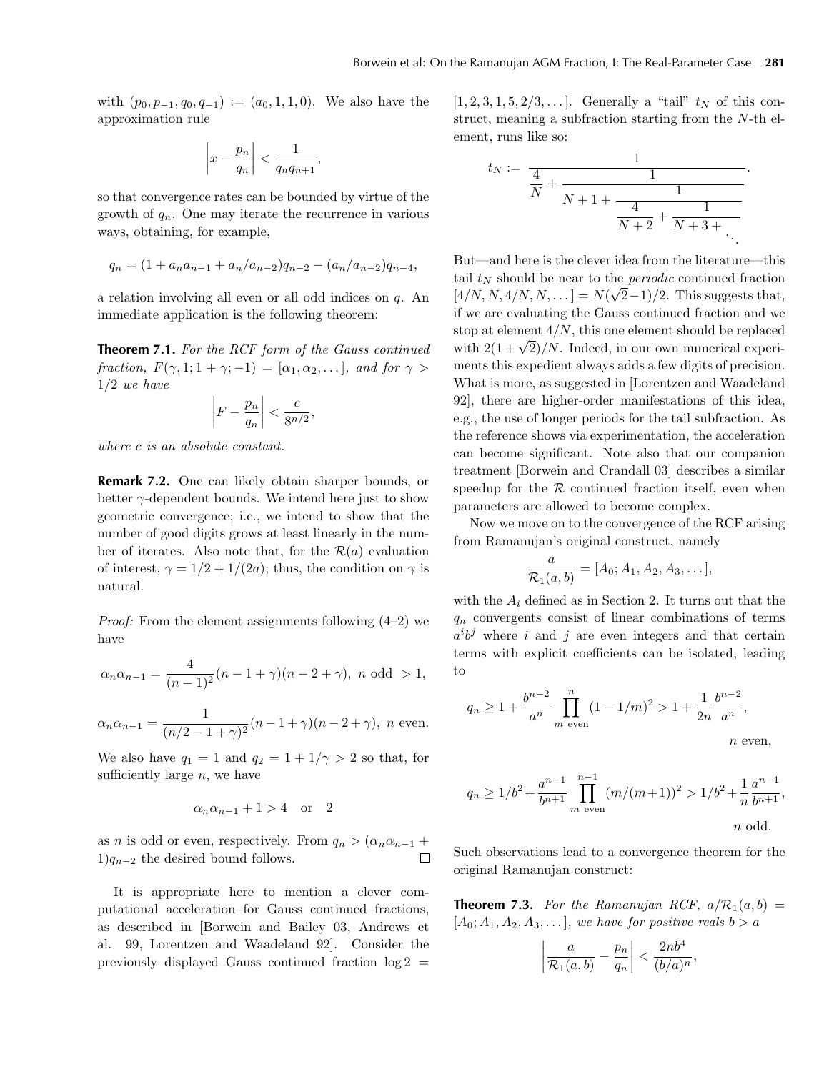with $(p_0, p_{-1}, q_0, q_{-1}) := (a_0, 1, 1, 0)$. We also have the approximation rule

$$\left| x - \frac{p_n}{q_n} \right| < \frac{1}{q_n q_{n+1}},$$

so that convergence rates can be bounded by virtue of the growth of $q_n$. One may iterate the recurrence in various ways, obtaining, for example,

$$q_n = (1 + a_n a_{n-1} + a_n/a_{n-2})q_{n-2} - (a_n/a_{n-2})q_{n-4},$$

a relation involving all even or all odd indices on $q$. An immediate application is the following theorem:

**Theorem 7.1.** *For the RCF form of the Gauss continued fraction, $F(\gamma, 1; 1+\gamma; -1) = [\alpha_1, \alpha_2, \ldots]$, and for $\gamma > 1/2$ we have*

$$\left| F - \frac{p_n}{q_n} \right| < \frac{c}{8^{n/2}},$$

*where $c$ is an absolute constant.*

**Remark 7.2.** One can likely obtain sharper bounds, or better $\gamma$-dependent bounds. We intend here just to show geometric convergence; i.e., we intend to show that the number of good digits grows at least linearly in the number of iterates. Also note that, for the $\mathcal{R}(a)$ evaluation of interest, $\gamma = 1/2 + 1/(2a)$; thus, the condition on $\gamma$ is natural.

*Proof:* From the element assignments following (4–2) we have

$$\alpha_n \alpha_{n-1} = \frac{4}{(n-1)^2}(n-1+\gamma)(n-2+\gamma), \; n \text{ odd } > 1,$$

$$\alpha_n \alpha_{n-1} = \frac{1}{(n/2-1+\gamma)^2}(n-1+\gamma)(n-2+\gamma), \; n \text{ even}.$$

We also have $q_1 = 1$ and $q_2 = 1 + 1/\gamma > 2$ so that, for sufficiently large $n$, we have

$$\alpha_n \alpha_{n-1} + 1 > 4 \quad \text{or} \quad 2$$

as $n$ is odd or even, respectively. From $q_n > (\alpha_n \alpha_{n-1} + 1)q_{n-2}$ the desired bound follows. □

It is appropriate here to mention a clever computational acceleration for Gauss continued fractions, as described in [Borwein and Bailey 03, Andrews et al. 99, Lorentzen and Waadeland 92]. Consider the previously displayed Gauss continued fraction $\log 2 = [1, 2, 3, 1, 5, 2/3, \ldots]$. Generally a "tail" $t_N$ of this construct, meaning a subfraction starting from the $N$-th element, runs like so:

$$t_N := \cfrac{1}{\cfrac{4}{N} + \cfrac{1}{N+1 + \cfrac{1}{\cfrac{4}{N+2} + \cfrac{1}{N+3 + \ddots}}}}.$$

But—and here is the clever idea from the literature—this tail $t_N$ should be near to the *periodic* continued fraction $[4/N, N, 4/N, N, \ldots] = N(\sqrt{2}-1)/2$. This suggests that, if we are evaluating the Gauss continued fraction and we stop at element $4/N$, this one element should be replaced with $2(1+\sqrt{2})/N$. Indeed, in our own numerical experiments this expedient always adds a few digits of precision. What is more, as suggested in [Lorentzen and Waadeland 92], there are higher-order manifestations of this idea, e.g., the use of longer periods for the tail subfraction. As the reference shows via experimentation, the acceleration can become significant. Note also that our companion treatment [Borwein and Crandall 03] describes a similar speedup for the $\mathcal{R}$ continued fraction itself, even when parameters are allowed to become complex.

Now we move on to the convergence of the RCF arising from Ramanujan's original construct, namely

$$\frac{a}{\mathcal{R}_1(a,b)} = [A_0; A_1, A_2, A_3, \ldots],$$

with the $A_i$ defined as in Section 2. It turns out that the $q_n$ convergents consist of linear combinations of terms $a^i b^j$ where $i$ and $j$ are even integers and that certain terms with explicit coefficients can be isolated, leading to

$$q_n \geq 1 + \frac{b^{n-2}}{a^n} \prod_{m \text{ even}}^{n} (1 - 1/m)^2 > 1 + \frac{1}{2n} \frac{b^{n-2}}{a^n}, \quad n \text{ even},$$

$$q_n \geq 1/b^2 + \frac{a^{n-1}}{b^{n+1}} \prod_{m \text{ even}}^{n-1} (m/(m+1))^2 > 1/b^2 + \frac{1}{n} \frac{a^{n-1}}{b^{n+1}}, \quad n \text{ odd}.$$

Such observations lead to a convergence theorem for the original Ramanujan construct:

**Theorem 7.3.** *For the Ramanujan RCF, $a/\mathcal{R}_1(a,b) = [A_0; A_1, A_2, A_3, \ldots]$, we have for positive reals $b > a$*

$$\left| \frac{a}{\mathcal{R}_1(a,b)} - \frac{p_n}{q_n} \right| < \frac{2nb^4}{(b/a)^n},$$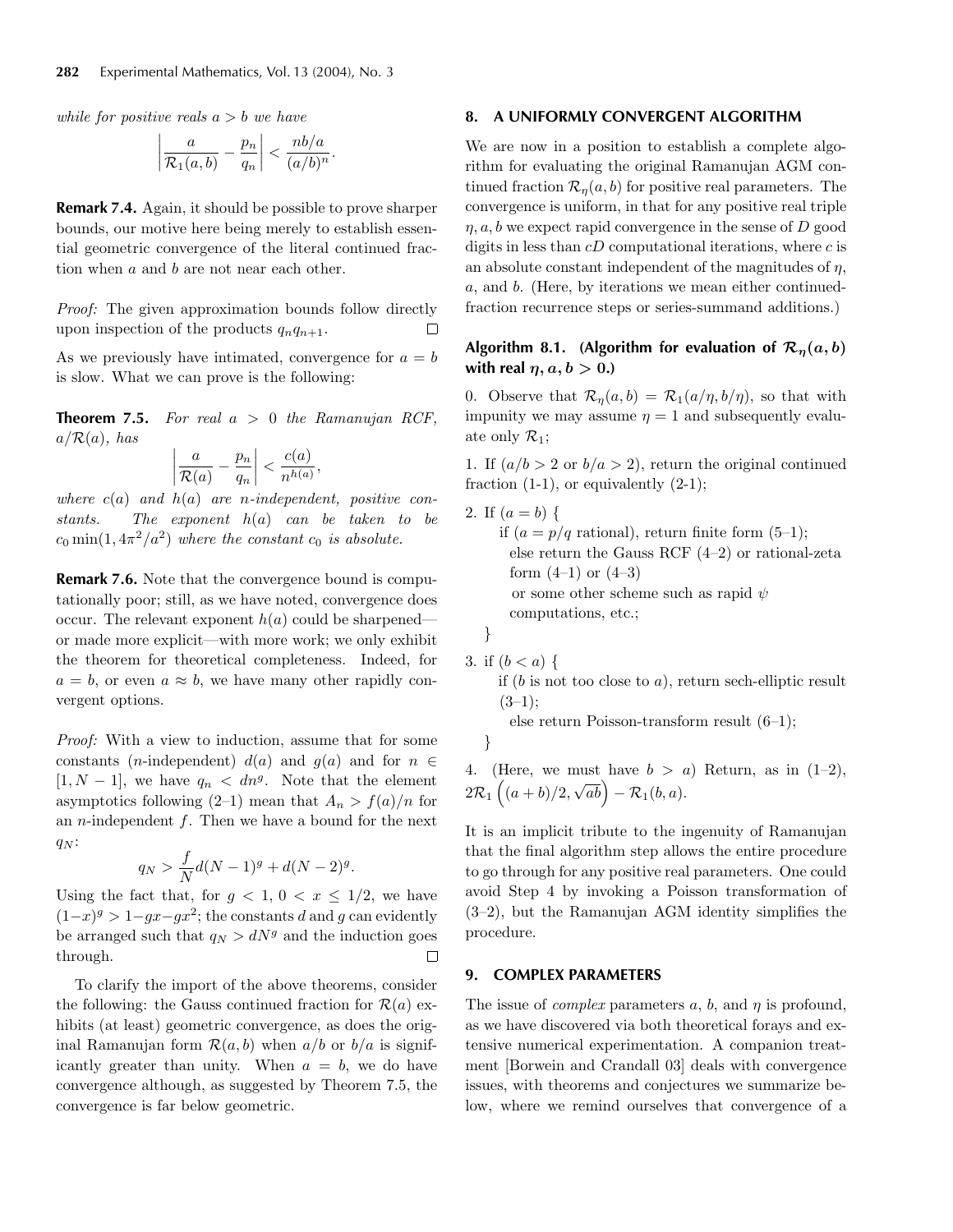*while for positive reals $a > b$ we have*

$$\left| \frac{a}{\mathcal{R}_1(a,b)} - \frac{p_n}{q_n} \right| < \frac{nb/a}{(a/b)^n}.$$

**Remark 7.4.** Again, it should be possible to prove sharper bounds, our motive here being merely to establish essential geometric convergence of the literal continued fraction when $a$ and $b$ are not near each other.

*Proof:* The given approximation bounds follow directly upon inspection of the products $q_n q_{n+1}$. □

As we previously have intimated, convergence for $a = b$ is slow. What we can prove is the following:

**Theorem 7.5.** *For real $a > 0$ the Ramanujan RCF, $a/\mathcal{R}(a)$, has*

$$\left| \frac{a}{\mathcal{R}(a)} - \frac{p_n}{q_n} \right| < \frac{c(a)}{n^{h(a)}},$$

*where $c(a)$ and $h(a)$ are $n$-independent, positive constants. The exponent $h(a)$ can be taken to be $c_0 \min(1, 4\pi^2/a^2)$ where the constant $c_0$ is absolute.*

**Remark 7.6.** Note that the convergence bound is computationally poor; still, as we have noted, convergence does occur. The relevant exponent $h(a)$ could be sharpened—or made more explicit—with more work; we only exhibit the theorem for theoretical completeness. Indeed, for $a = b$, or even $a \approx b$, we have many other rapidly convergent options.

*Proof:* With a view to induction, assume that for some constants ($n$-independent) $d(a)$ and $g(a)$ and for $n \in [1, N-1]$, we have $q_n < dn^g$. Note that the element asymptotics following (2–1) mean that $A_n > f(a)/n$ for an $n$-independent $f$. Then we have a bound for the next $q_N$:

$$q_N > \frac{f}{N} d(N-1)^g + d(N-2)^g.$$

Using the fact that, for $g < 1$, $0 < x \leq 1/2$, we have $(1-x)^g > 1 - gx - gx^2$; the constants $d$ and $g$ can evidently be arranged such that $q_N > dN^g$ and the induction goes through. □

To clarify the import of the above theorems, consider the following: the Gauss continued fraction for $\mathcal{R}(a)$ exhibits (at least) geometric convergence, as does the original Ramanujan form $\mathcal{R}(a,b)$ when $a/b$ or $b/a$ is significantly greater than unity. When $a = b$, we do have convergence although, as suggested by Theorem 7.5, the convergence is far below geometric.

## 8. A UNIFORMLY CONVERGENT ALGORITHM

We are now in a position to establish a complete algorithm for evaluating the original Ramanujan AGM continued fraction $\mathcal{R}_\eta(a,b)$ for positive real parameters. The convergence is uniform, in that for any positive real triple $\eta, a, b$ we expect rapid convergence in the sense of $D$ good digits in less than $cD$ computational iterations, where $c$ is an absolute constant independent of the magnitudes of $\eta$, $a$, and $b$. (Here, by iterations we mean either continued-fraction recurrence steps or series-summand additions.)

**Algorithm 8.1. (Algorithm for evaluation of $\mathcal{R}_\eta(a,b)$ with real $\eta, a, b > 0$.)**

0. Observe that $\mathcal{R}_\eta(a,b) = \mathcal{R}_1(a/\eta, b/\eta)$, so that with impunity we may assume $\eta = 1$ and subsequently evaluate only $\mathcal{R}_1$;

1. If ($a/b > 2$ or $b/a > 2$), return the original continued fraction (1-1), or equivalently (2-1);

2. If ($a = b$) {
   if ($a = p/q$ rational), return finite form (5–1);
   else return the Gauss RCF (4–2) or rational-zeta form (4–1) or (4–3)
   or some other scheme such as rapid $\psi$ computations, etc.;
   }

3. if ($b < a$) {
   if ($b$ is not too close to $a$), return sech-elliptic result (3–1);
   else return Poisson-transform result (6–1);
   }

4. (Here, we must have $b > a$) Return, as in (1–2), $2\mathcal{R}_1\left((a+b)/2, \sqrt{ab}\right) - \mathcal{R}_1(b,a)$.

It is an implicit tribute to the ingenuity of Ramanujan that the final algorithm step allows the entire procedure to go through for any positive real parameters. One could avoid Step 4 by invoking a Poisson transformation of (3–2), but the Ramanujan AGM identity simplifies the procedure.

## 9. COMPLEX PARAMETERS

The issue of *complex* parameters $a$, $b$, and $\eta$ is profound, as we have discovered via both theoretical forays and extensive numerical experimentation. A companion treatment [Borwein and Crandall 03] deals with convergence issues, with theorems and conjectures we summarize below, where we remind ourselves that convergence of a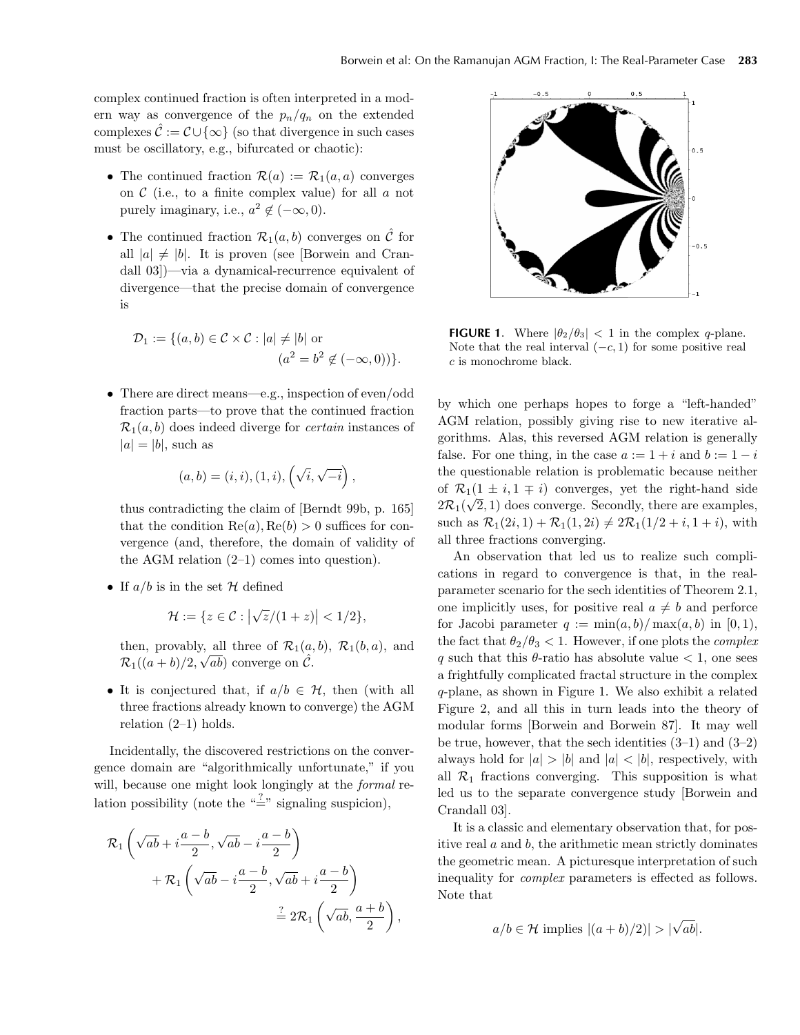complex continued fraction is often interpreted in a modern way as convergence of the $p_n/q_n$ on the extended complexes $\hat{\mathcal{C}} := \mathcal{C} \cup \{\infty\}$ (so that divergence in such cases must be oscillatory, e.g., bifurcated or chaotic):

- The continued fraction $\mathcal{R}(a) := \mathcal{R}_1(a,a)$ converges on $\mathcal{C}$ (i.e., to a finite complex value) for all $a$ not purely imaginary, i.e., $a^2 \notin (-\infty, 0)$.

- The continued fraction $\mathcal{R}_1(a,b)$ converges on $\hat{\mathcal{C}}$ for all $|a| \neq |b|$. It is proven (see [Borwein and Crandall 03])—via a dynamical-recurrence equivalent of divergence—that the precise domain of convergence is

$$\mathcal{D}_1 := \{(a,b) \in \mathcal{C} \times \mathcal{C} : |a| \neq |b| \text{ or } (a^2 = b^2 \notin (-\infty, 0))\}.$$

- There are direct means—e.g., inspection of even/odd fraction parts—to prove that the continued fraction $\mathcal{R}_1(a,b)$ does indeed diverge for *certain* instances of $|a| = |b|$, such as

$$(a,b) = (i,i), (1,i), \left(\sqrt{i}, \sqrt{-i}\right),$$

thus contradicting the claim of [Berndt 99b, p. 165] that the condition $\mathrm{Re}(a), \mathrm{Re}(b) > 0$ suffices for convergence (and, therefore, the domain of validity of the AGM relation (2–1) comes into question).

- If $a/b$ is in the set $\mathcal{H}$ defined

$$\mathcal{H} := \{z \in \mathcal{C} : \left|\sqrt{z}/(1+z)\right| < 1/2\},$$

then, provably, all three of $\mathcal{R}_1(a,b)$, $\mathcal{R}_1(b,a)$, and $\mathcal{R}_1((a+b)/2, \sqrt{ab})$ converge on $\hat{\mathcal{C}}$.

- It is conjectured that, if $a/b \in \mathcal{H}$, then (with all three fractions already known to converge) the AGM relation (2–1) holds.

Incidentally, the discovered restrictions on the convergence domain are "algorithmically unfortunate," if you will, because one might look longingly at the *formal* relation possibility (note the "$\stackrel{?}{=}$" signaling suspicion),

$$\mathcal{R}_1\left(\sqrt{ab} + i\frac{a-b}{2}, \sqrt{ab} - i\frac{a-b}{2}\right) + \mathcal{R}_1\left(\sqrt{ab} - i\frac{a-b}{2}, \sqrt{ab} + i\frac{a-b}{2}\right) \stackrel{?}{=} 2\mathcal{R}_1\left(\sqrt{ab}, \frac{a+b}{2}\right),$$

by which one perhaps hopes to forge a "left-handed" AGM relation, possibly giving rise to new iterative algorithms. Alas, this reversed AGM relation is generally false. For one thing, in the case $a := 1+i$ and $b := 1-i$ the questionable relation is problematic because neither of $\mathcal{R}_1(1 \pm i, 1 \mp i)$ converges, yet the right-hand side $2\mathcal{R}_1(\sqrt{2}, 1)$ does converge. Secondly, there are examples, such as $\mathcal{R}_1(2i, 1) + \mathcal{R}_1(1, 2i) \neq 2\mathcal{R}_1(1/2 + i, 1 + i)$, with all three fractions converging.

An observation that led us to realize such complications in regard to convergence is that, in the real-parameter scenario for the sech identities of Theorem 2.1, one implicitly uses, for positive real $a \neq b$ and perforce for Jacobi parameter $q := \min(a,b)/\max(a,b)$ in $[0,1)$, the fact that $\theta_2/\theta_3 < 1$. However, if one plots the *complex* $q$ such that this $\theta$-ratio has absolute value $< 1$, one sees a frightfully complicated fractal structure in the complex $q$-plane, as shown in Figure 1. We also exhibit a related Figure 2, and all this in turn leads into the theory of modular forms [Borwein and Borwein 87]. It may well be true, however, that the sech identities (3–1) and (3–2) always hold for $|a| > |b|$ and $|a| < |b|$, respectively, with all $\mathcal{R}_1$ fractions converging. This supposition is what led us to the separate convergence study [Borwein and Crandall 03].

**FIGURE 1**. Where $|\theta_2/\theta_3| < 1$ in the complex $q$-plane. Note that the real interval $(-c, 1)$ for some positive real $c$ is monochrome black.

It is a classic and elementary observation that, for positive real $a$ and $b$, the arithmetic mean strictly dominates the geometric mean. A picturesque interpretation of such inequality for *complex* parameters is effected as follows. Note that

$$a/b \in \mathcal{H} \text{ implies } |(a+b)/2)| > |\sqrt{ab}|.$$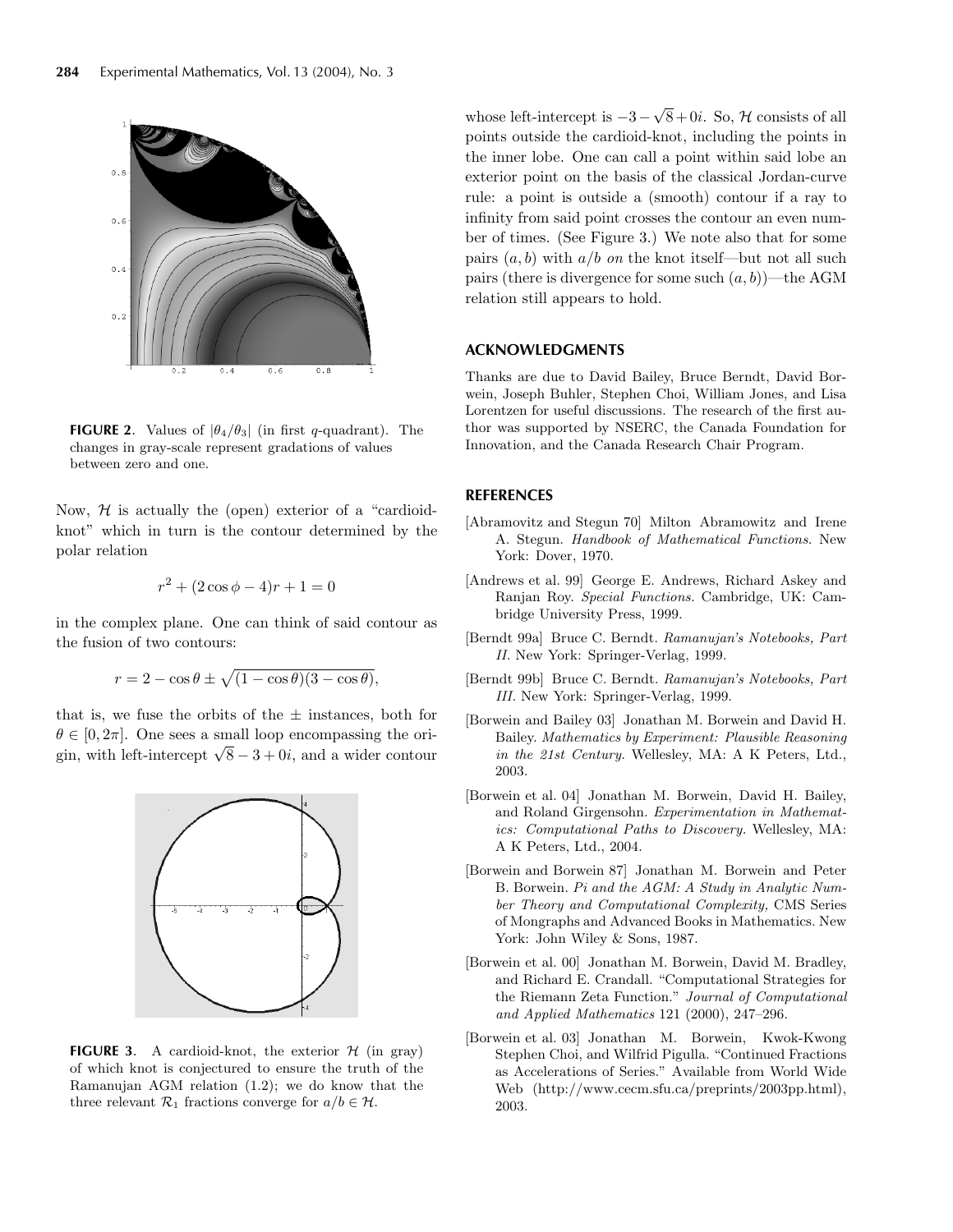**FIGURE 2**. Values of $|\theta_4/\theta_3|$ (in first $q$-quadrant). The changes in gray-scale represent gradations of values between zero and one.

Now, $\mathcal{H}$ is actually the (open) exterior of a "cardioid-knot" which in turn is the contour determined by the polar relation

$$r^2 + (2\cos\phi - 4)r + 1 = 0$$

in the complex plane. One can think of said contour as the fusion of two contours:

$$r = 2 - \cos\theta \pm \sqrt{(1-\cos\theta)(3-\cos\theta)},$$

that is, we fuse the orbits of the $\pm$ instances, both for $\theta \in [0, 2\pi]$. One sees a small loop encompassing the origin, with left-intercept $\sqrt{8} - 3 + 0i$, and a wider contour whose left-intercept is $-3 - \sqrt{8} + 0i$. So, $\mathcal{H}$ consists of all points outside the cardioid-knot, including the points in the inner lobe. One can call a point within said lobe an exterior point on the basis of the classical Jordan-curve rule: a point is outside a (smooth) contour if a ray to infinity from said point crosses the contour an even number of times. (See Figure 3.) We note also that for some pairs $(a, b)$ with $a/b$ *on* the knot itself—but not all such pairs (there is divergence for some such $(a, b)$)—the AGM relation still appears to hold.

**FIGURE 3**. A cardioid-knot, the exterior $\mathcal{H}$ (in gray) of which knot is conjectured to ensure the truth of the Ramanujan AGM relation (1.2); we do know that the three relevant $\mathcal{R}_1$ fractions converge for $a/b \in \mathcal{H}$.

## ACKNOWLEDGMENTS

Thanks are due to David Bailey, Bruce Berndt, David Borwein, Joseph Buhler, Stephen Choi, William Jones, and Lisa Lorentzen for useful discussions. The research of the first author was supported by NSERC, the Canada Foundation for Innovation, and the Canada Research Chair Program.

## REFERENCES

[Abramovitz and Stegun 70] Milton Abramowitz and Irene A. Stegun. *Handbook of Mathematical Functions.* New York: Dover, 1970.

[Andrews et al. 99] George E. Andrews, Richard Askey and Ranjan Roy. *Special Functions.* Cambridge, UK: Cambridge University Press, 1999.

[Berndt 99a] Bruce C. Berndt. *Ramanujan's Notebooks, Part II.* New York: Springer-Verlag, 1999.

[Berndt 99b] Bruce C. Berndt. *Ramanujan's Notebooks, Part III.* New York: Springer-Verlag, 1999.

[Borwein and Bailey 03] Jonathan M. Borwein and David H. Bailey. *Mathematics by Experiment: Plausible Reasoning in the 21st Century.* Wellesley, MA: A K Peters, Ltd., 2003.

[Borwein et al. 04] Jonathan M. Borwein, David H. Bailey, and Roland Girgensohn. *Experimentation in Mathematics: Computational Paths to Discovery.* Wellesley, MA: A K Peters, Ltd., 2004.

[Borwein and Borwein 87] Jonathan M. Borwein and Peter B. Borwein. *Pi and the AGM: A Study in Analytic Number Theory and Computational Complexity,* CMS Series of Mongraphs and Advanced Books in Mathematics. New York: John Wiley & Sons, 1987.

[Borwein et al. 00] Jonathan M. Borwein, David M. Bradley, and Richard E. Crandall. "Computational Strategies for the Riemann Zeta Function." *Journal of Computational and Applied Mathematics* 121 (2000), 247–296.

[Borwein et al. 03] Jonathan M. Borwein, Kwok-Kwong Stephen Choi, and Wilfrid Pigulla. "Continued Fractions as Accelerations of Series." Available from World Wide Web (http://www.cecm.sfu.ca/preprints/2003pp.html), 2003.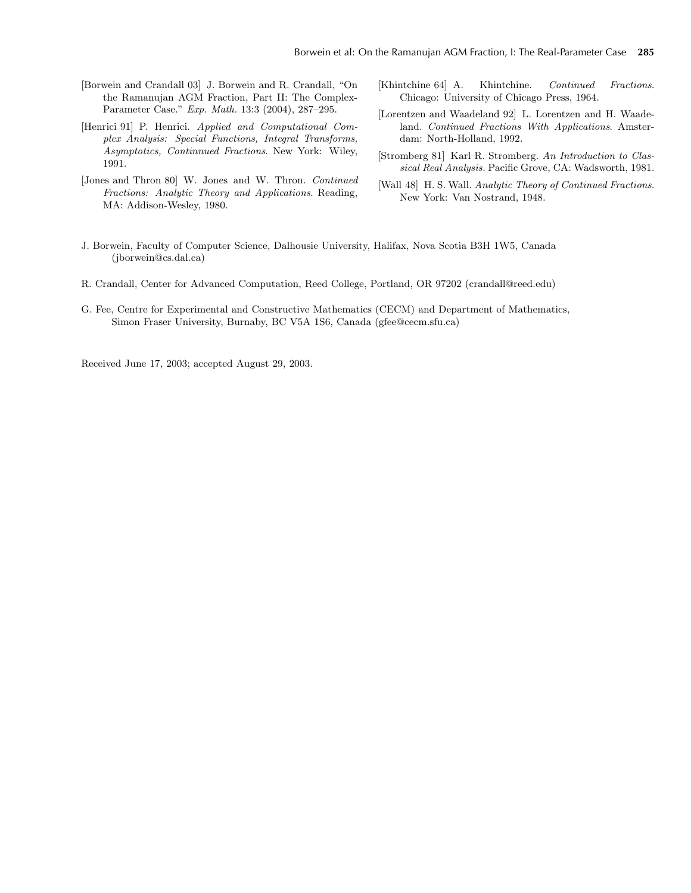[Borwein and Crandall 03] J. Borwein and R. Crandall, "On the Ramanujan AGM Fraction, Part II: The Complex-Parameter Case." *Exp. Math.* 13:3 (2004), 287–295.

[Henrici 91] P. Henrici. *Applied and Computational Complex Analysis: Special Functions, Integral Transforms, Asymptotics, Continnued Fractions*. New York: Wiley, 1991.

[Jones and Thron 80] W. Jones and W. Thron. *Continued Fractions: Analytic Theory and Applications*. Reading, MA: Addison-Wesley, 1980.

[Khintchine 64] A. Khintchine. *Continued Fractions*. Chicago: University of Chicago Press, 1964.

[Lorentzen and Waadeland 92] L. Lorentzen and H. Waadeland. *Continued Fractions With Applications*. Amsterdam: North-Holland, 1992.

[Stromberg 81] Karl R. Stromberg. *An Introduction to Classical Real Analysis.* Pacific Grove, CA: Wadsworth, 1981.

[Wall 48] H. S. Wall. *Analytic Theory of Continued Fractions*. New York: Van Nostrand, 1948.

J. Borwein, Faculty of Computer Science, Dalhousie University, Halifax, Nova Scotia B3H 1W5, Canada (jborwein@cs.dal.ca)

R. Crandall, Center for Advanced Computation, Reed College, Portland, OR 97202 (crandall@reed.edu)

G. Fee, Centre for Experimental and Constructive Mathematics (CECM) and Department of Mathematics, Simon Fraser University, Burnaby, BC V5A 1S6, Canada (gfee@cecm.sfu.ca)

Received June 17, 2003; accepted August 29, 2003.